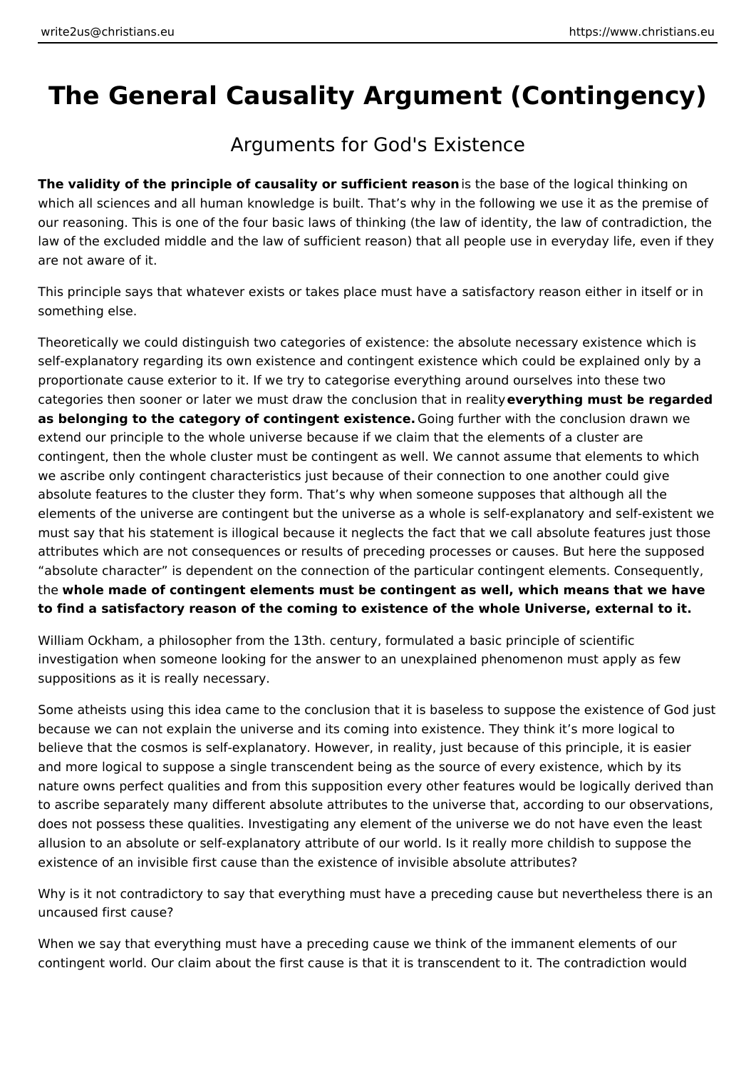# The General Causality Argument (Contingency)

## Arguments for God's Existence

**The validity of the principle of causality or sufficient reason** is the base of the logical thinking on which all sciences and all human knowledge is built. That's why in the following we use it as the premise of our reasoning. This is one of the four basic laws of thinking (the law of identity, the law of contradiction, the law of the excluded middle and the law of sufficient reason) that all people use in everyday life, even if they are not aware of it.

This principle says that whatever exists or takes place must have a satisfactory reason either in itself or in something else.

Theoretically we could distinguish two categories of existence: the absolute necessary existence which is self-explanatory regarding its own existence and contingent existence which could be explained only by a proportionate cause exterior to it. If we try to categorise everything around ourselves into these two categories then sooner or later we must draw the conclusion that in reality **everything must be regarded as belonging to the category of contingent existence.** Going further with the conclusion drawn we extend our principle to the whole universe because if we claim that the elements of a cluster are contingent, then the whole cluster must be contingent as well. We cannot assume that elements to which we ascribe only contingent characteristics just because of their connection to one another could give absolute features to the cluster they form. That's why when someone supposes that although all the elements of the universe are contingent but the universe as a whole is self-explanatory and self-existent we must say that his statement is illogical because it neglects the fact that we call absolute features just those attributes which are not consequences or results of preceding processes or causes. But here the supposed "absolute character" is dependent on the connection of the particular contingent elements. Consequently, the **whole made of contingent elements must be contingent as well, which means that we have to find a satisfactory reason of the coming to existence of the whole Universe, external to it.**

William Ockham, a philosopher from the 13th. century, formulated a basic principle of scientific investigation when someone looking for the answer to an unexplained phenomenon must apply as few suppositions as it is really necessary.

Some atheists using this idea came to the conclusion that it is baseless to suppose the existence of God just because we can not explain the universe and its coming into existence. They think it's more logical to believe that the cosmos is self-explanatory. However, in reality, just because of this principle, it is easier and more logical to suppose a single transcendent being as the source of every existence, which by its nature owns perfect qualities and from this supposition every other features would be logically derived than to ascribe separately many different absolute attributes to the universe that, according to our observations, does not possess these qualities. Investigating any element of the universe we do not have even the least allusion to an absolute or self-explanatory attribute of our world. Is it really more childish to suppose the existence of an invisible first cause than the existence of invisible absolute attributes?

Why is it not contradictory to say that everything must have a preceding cause but nevertheless there is an uncaused first cause?

When we say that everything must have a preceding cause we think of the immanent elements of our contingent world. Our claim about the first cause is that it is transcendent to it. The contradiction would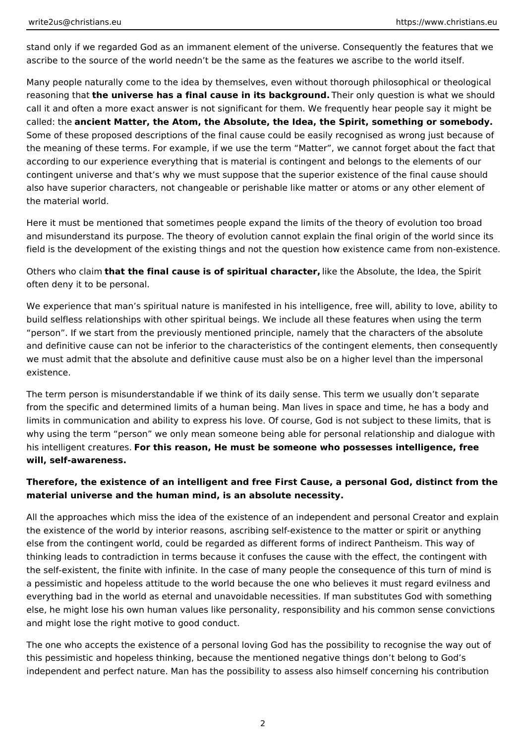stand only if we regarded God as an immanent element of the universe. Consequently the features that we ascribe to the source of the world needn't be the same as the features we ascribe to the world itself.

Many people naturally come to the idea by themselves, even without thorough philosophical or theological reasoning that **the universe has a final cause in its background.** Their only question is what we should call it and often a more exact answer is not significant for them. We frequently hear people say it might be called: the **ancient Matter, the Atom, the Absolute, the Idea, the Spirit, something or somebody.** Some of these proposed descriptions of the final cause could be easily recognised as wrong just because of the meaning of these terms. For example, if we use the term "Matter", we cannot forget about the fact that according to our experience everything that is material is contingent and belongs to the elements of our contingent universe and that's why we must suppose that the superior existence of the final cause should also have superior characters, not changeable or perishable like matter or atoms or any other element of the material world.

Here it must be mentioned that sometimes people expand the limits of the theory of evolution too broad and misunderstand its purpose. The theory of evolution cannot explain the final origin of the world since its field is the development of the existing things and not the question how existence came from non-existence.

Others who claim **that the final cause is of spiritual character,** like the Absolute, the Idea, the Spirit often deny it to be personal.

We experience that man's spiritual nature is manifested in his intelligence, free will, ability to love, ability to build selfless relationships with other spiritual beings. We include all these features when using the term "person". If we start from the previously mentioned principle, namely that the characters of the absolute and definitive cause can not be inferior to the characteristics of the contingent elements, then consequently we must admit that the absolute and definitive cause must also be on a higher level than the impersonal existence.

The term person is misunderstandable if we think of its daily sense. This term we usually don't separate from the specific and determined limits of a human being. Man lives in space and time, he has a body and limits in communication and ability to express his love. Of course, God is not subject to these limits, that is why using the term "person" we only mean someone being able for personal relationship and dialogue with his intelligent creatures. **For this reason, He must be someone who possesses intelligence, free will, self-awareness.**

**Therefore, the existence of an intelligent and free First Cause, a personal God, distinct from the material universe and the human mind, is an absolute necessity.**

All the approaches which miss the idea of the existence of an independent and personal Creator and explain the existence of the world by interior reasons, ascribing self-existence to the matter or spirit or anything else from the contingent world, could be regarded as different forms of indirect Pantheism. This way of thinking leads to contradiction in terms because it confuses the cause with the effect, the contingent with the self-existent, the finite with infinite. In the case of many people the consequence of this turn of mind is a pessimistic and hopeless attitude to the world because the one who believes it must regard evilness and everything bad in the world as eternal and unavoidable necessities. If man substitutes God with something else, he might lose his own human values like personality, responsibility and his common sense convictions and might lose the right motive to good conduct.

The one who accepts the existence of a personal loving God has the possibility to recognise the way out of this pessimistic and hopeless thinking, because the mentioned negative things don't belong to God's independent and perfect nature. Man has the possibility to assess also himself concerning his contribution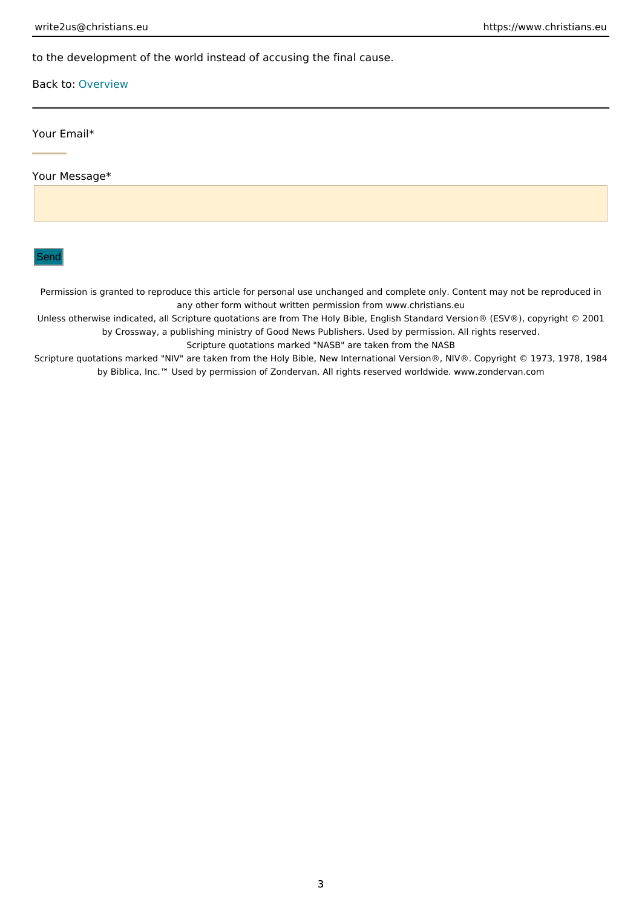to the development of the world instead of accusing the final cause.

Back to: Overview

---

Your Email*

Your Message*

Send

Permission is granted to reproduce this article for personal use unchanged and complete only. Content may not be reproduced in any other form without written permission from www.christians.eu

Unless otherwise indicated, all Scripture quotations are from The Holy Bible, English Standard Version® (ESV®), copyright © 2001 by Crossway, a publishing ministry of Good News Publishers. Used by permission. All rights reserved.

Scripture quotations marked "NASB" are taken from the NASB

Scripture quotations marked "NIV" are taken from the Holy Bible, New International Version®, NIV®. Copyright © 1973, 1978, 1984 by Biblica, Inc.™ Used by permission of Zondervan. All rights reserved worldwide. www.zondervan.com